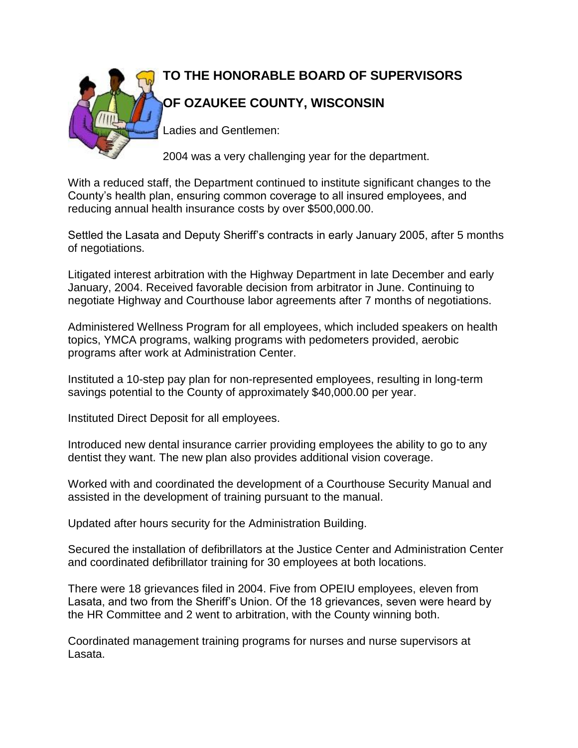**TO THE HONORABLE BOARD OF SUPERVISORS**

**OF OZAUKEE COUNTY, WISCONSIN**

Ladies and Gentlemen:

2004 was a very challenging year for the department.

With a reduced staff, the Department continued to institute significant changes to the County's health plan, ensuring common coverage to all insured employees, and reducing annual health insurance costs by over $500,000.00.

Settled the Lasata and Deputy Sheriff's contracts in early January 2005, after 5 months of negotiations.

Litigated interest arbitration with the Highway Department in late December and early January, 2004. Received favorable decision from arbitrator in June. Continuing to negotiate Highway and Courthouse labor agreements after 7 months of negotiations.

Administered Wellness Program for all employees, which included speakers on health topics, YMCA programs, walking programs with pedometers provided, aerobic programs after work at Administration Center.

Instituted a 10-step pay plan for non-represented employees, resulting in long-term savings potential to the County of approximately $40,000.00 per year.

Instituted Direct Deposit for all employees.

Introduced new dental insurance carrier providing employees the ability to go to any dentist they want. The new plan also provides additional vision coverage.

Worked with and coordinated the development of a Courthouse Security Manual and assisted in the development of training pursuant to the manual.

Updated after hours security for the Administration Building.

Secured the installation of defibrillators at the Justice Center and Administration Center and coordinated defibrillator training for 30 employees at both locations.

There were 18 grievances filed in 2004. Five from OPEIU employees, eleven from Lasata, and two from the Sheriff's Union. Of the 18 grievances, seven were heard by the HR Committee and 2 went to arbitration, with the County winning both.

Coordinated management training programs for nurses and nurse supervisors at Lasata.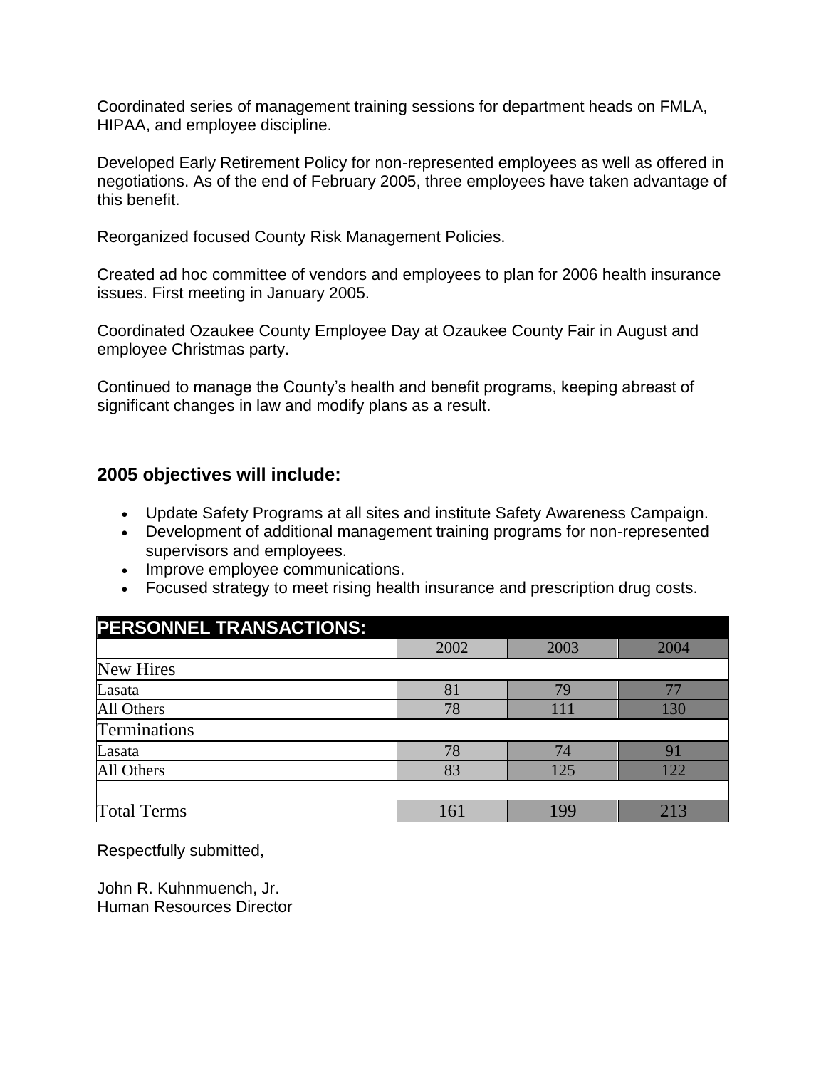Coordinated series of management training sessions for department heads on FMLA, HIPAA, and employee discipline.

Developed Early Retirement Policy for non-represented employees as well as offered in negotiations. As of the end of February 2005, three employees have taken advantage of this benefit.

Reorganized focused County Risk Management Policies.

Created ad hoc committee of vendors and employees to plan for 2006 health insurance issues. First meeting in January 2005.

Coordinated Ozaukee County Employee Day at Ozaukee County Fair in August and employee Christmas party.

Continued to manage the County's health and benefit programs, keeping abreast of significant changes in law and modify plans as a result.

## 2005 objectives will include:

- Update Safety Programs at all sites and institute Safety Awareness Campaign.
- Development of additional management training programs for non-represented supervisors and employees.
- Improve employee communications.
- Focused strategy to meet rising health insurance and prescription drug costs.

| PERSONNEL TRANSACTIONS: | | | |
|---|---|---|---|
| | 2002 | 2003 | 2004 |
| New Hires | | | |
| Lasata | 81 | 79 | 77 |
| All Others | 78 | 111 | 130 |
| Terminations | | | |
| Lasata | 78 | 74 | 91 |
| All Others | 83 | 125 | 122 |
| | | | |
| Total Terms | 161 | 199 | 213 |

Respectfully submitted,

John R. Kuhnmuench, Jr.
Human Resources Director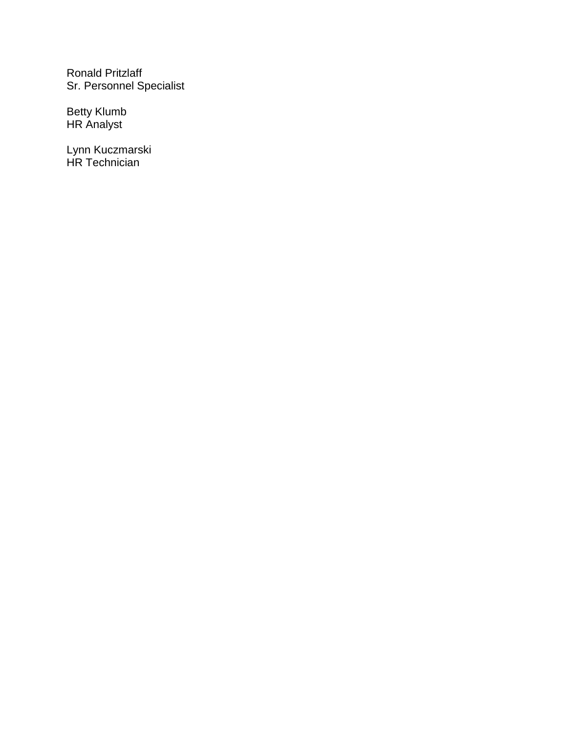Ronald Pritzlaff
Sr. Personnel Specialist

Betty Klumb
HR Analyst

Lynn Kuczmarski
HR Technician